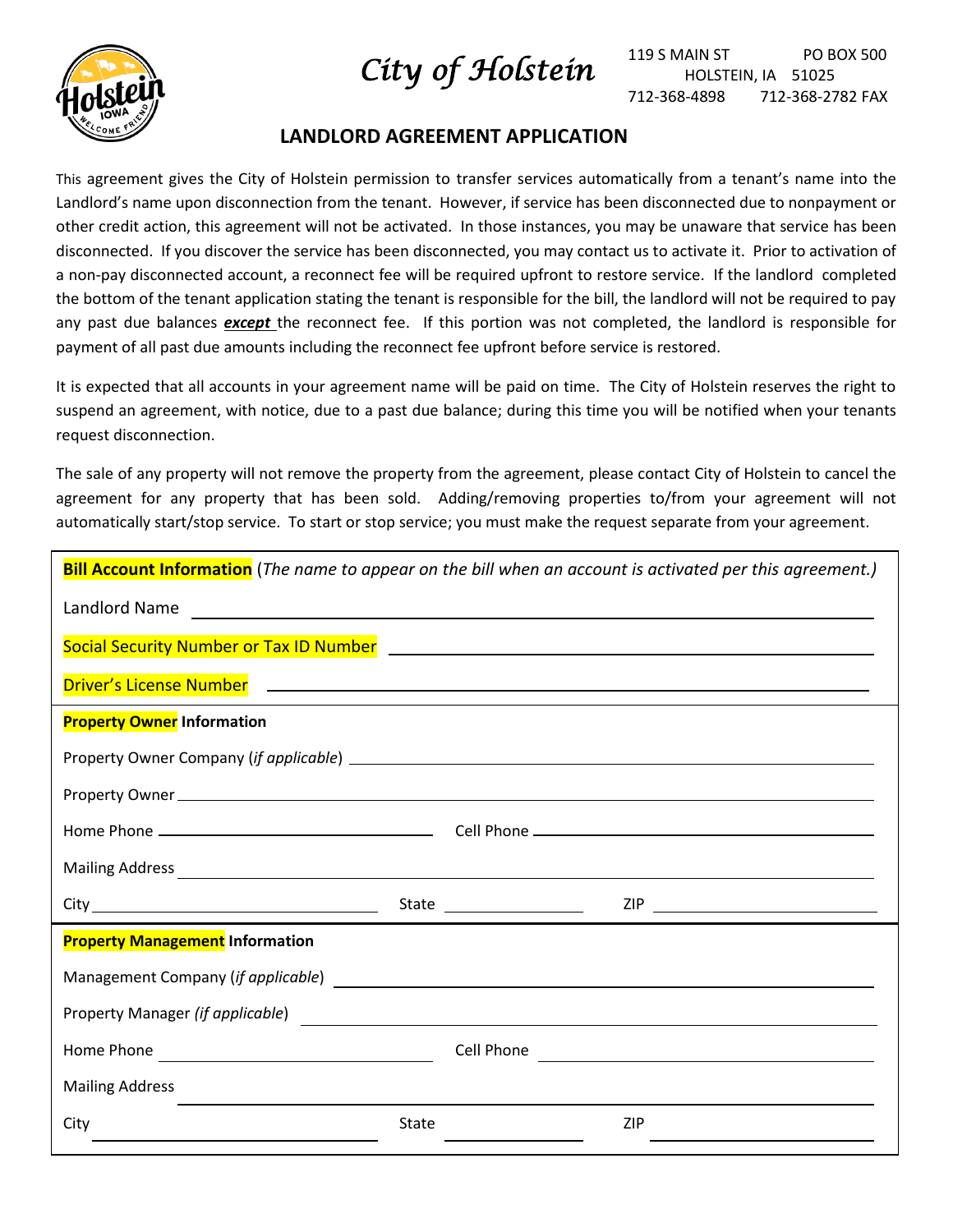# City of Holstein

119 S MAIN ST PO BOX 500
HOLSTEIN, IA 51025
712-368-4898 712-368-2782 FAX

## LANDLORD AGREEMENT APPLICATION

This agreement gives the City of Holstein permission to transfer services automatically from a tenant's name into the Landlord's name upon disconnection from the tenant. However, if service has been disconnected due to nonpayment or other credit action, this agreement will not be activated. In those instances, you may be unaware that service has been disconnected. If you discover the service has been disconnected, you may contact us to activate it. Prior to activation of a non-pay disconnected account, a reconnect fee will be required upfront to restore service. If the landlord completed the bottom of the tenant application stating the tenant is responsible for the bill, the landlord will not be required to pay any past due balances ***except*** the reconnect fee. If this portion was not completed, the landlord is responsible for payment of all past due amounts including the reconnect fee upfront before service is restored.

It is expected that all accounts in your agreement name will be paid on time. The City of Holstein reserves the right to suspend an agreement, with notice, due to a past due balance; during this time you will be notified when your tenants request disconnection.

The sale of any property will not remove the property from the agreement, please contact City of Holstein to cancel the agreement for any property that has been sold. Adding/removing properties to/from your agreement will not automatically start/stop service. To start or stop service; you must make the request separate from your agreement.

**Bill Account Information** (*The name to appear on the bill when an account is activated per this agreement.)*

Landlord Name ______________________________

Social Security Number or Tax ID Number ______________________________

Driver's License Number ______________________________

**Property Owner Information**

Property Owner Company (*if applicable*) ______________________________

Property Owner ______________________________

Home Phone ______________________________ Cell Phone ______________________________

Mailing Address ______________________________

City ______________________________ State ______________ ZIP ______________

**Property Management Information**

Management Company (*if applicable*) ______________________________

Property Manager (*if applicable*) ______________________________

Home Phone ______________________________ Cell Phone ______________________________

Mailing Address ______________________________

City ______________________________ State ______________ ZIP ______________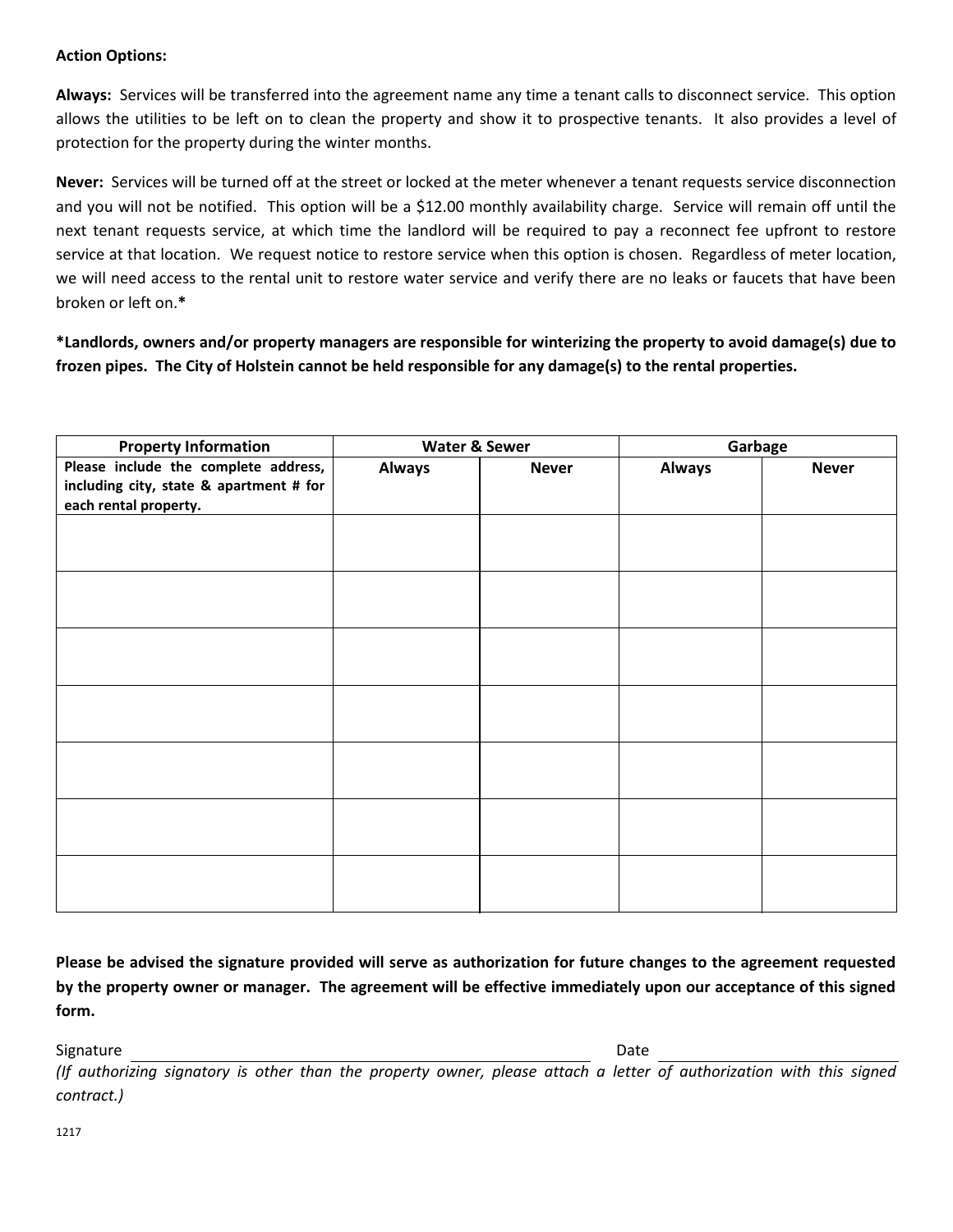**Action Options:**

**Always:** Services will be transferred into the agreement name any time a tenant calls to disconnect service. This option allows the utilities to be left on to clean the property and show it to prospective tenants. It also provides a level of protection for the property during the winter months.

**Never:** Services will be turned off at the street or locked at the meter whenever a tenant requests service disconnection and you will not be notified. This option will be a $12.00 monthly availability charge. Service will remain off until the next tenant requests service, at which time the landlord will be required to pay a reconnect fee upfront to restore service at that location. We request notice to restore service when this option is chosen. Regardless of meter location, we will need access to the rental unit to restore water service and verify there are no leaks or faucets that have been broken or left on.**\***

**\*Landlords, owners and/or property managers are responsible for winterizing the property to avoid damage(s) due to frozen pipes. The City of Holstein cannot be held responsible for any damage(s) to the rental properties.**

| Property Information | Water & Sewer | | Garbage | |
|---|---|---|---|---|
| **Please include the complete address, including city, state & apartment # for each rental property.** | **Always** | **Never** | **Always** | **Never** |
| | | | | |
| | | | | |
| | | | | |
| | | | | |
| | | | | |
| | | | | |
| | | | | |

**Please be advised the signature provided will serve as authorization for future changes to the agreement requested by the property owner or manager. The agreement will be effective immediately upon our acceptance of this signed form.**

Signature ______________________________ Date ______________________

*(If authorizing signatory is other than the property owner, please attach a letter of authorization with this signed contract.)*

1217